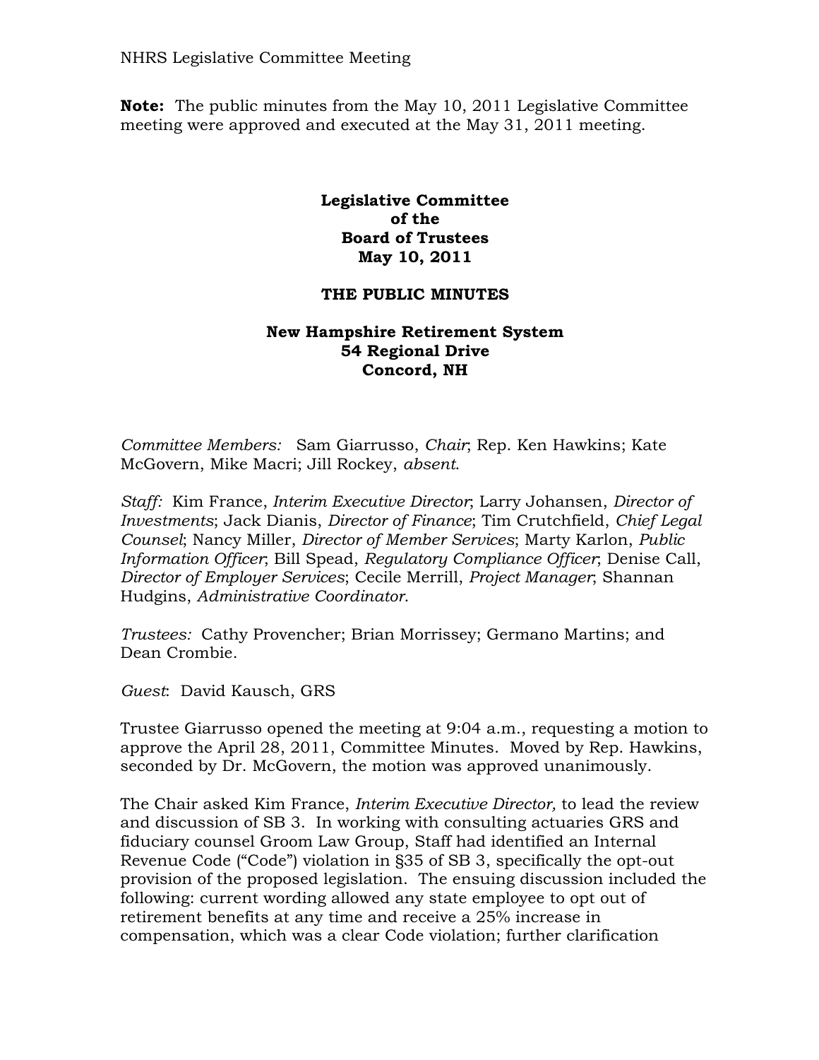NHRS Legislative Committee Meeting

**Note:** The public minutes from the May 10, 2011 Legislative Committee meeting were approved and executed at the May 31, 2011 meeting.

**Legislative Committee**
**of the**
**Board of Trustees**
**May 10, 2011**

**THE PUBLIC MINUTES**

**New Hampshire Retirement System**
**54 Regional Drive**
**Concord, NH**

*Committee Members:* Sam Giarrusso, *Chair*; Rep. Ken Hawkins; Kate McGovern, Mike Macri; Jill Rockey, *absent*.

*Staff:* Kim France, *Interim Executive Director*; Larry Johansen, *Director of Investments*; Jack Dianis, *Director of Finance*; Tim Crutchfield, *Chief Legal Counsel*; Nancy Miller, *Director of Member Services*; Marty Karlon, *Public Information Officer*; Bill Spead, *Regulatory Compliance Officer*; Denise Call, *Director of Employer Services*; Cecile Merrill, *Project Manager*; Shannan Hudgins, *Administrative Coordinator*.

*Trustees:* Cathy Provencher; Brian Morrissey; Germano Martins; and Dean Crombie.

*Guest*: David Kausch, GRS

Trustee Giarrusso opened the meeting at 9:04 a.m., requesting a motion to approve the April 28, 2011, Committee Minutes. Moved by Rep. Hawkins, seconded by Dr. McGovern, the motion was approved unanimously.

The Chair asked Kim France, *Interim Executive Director,* to lead the review and discussion of SB 3. In working with consulting actuaries GRS and fiduciary counsel Groom Law Group, Staff had identified an Internal Revenue Code ("Code") violation in §35 of SB 3, specifically the opt-out provision of the proposed legislation. The ensuing discussion included the following: current wording allowed any state employee to opt out of retirement benefits at any time and receive a 25% increase in compensation, which was a clear Code violation; further clarification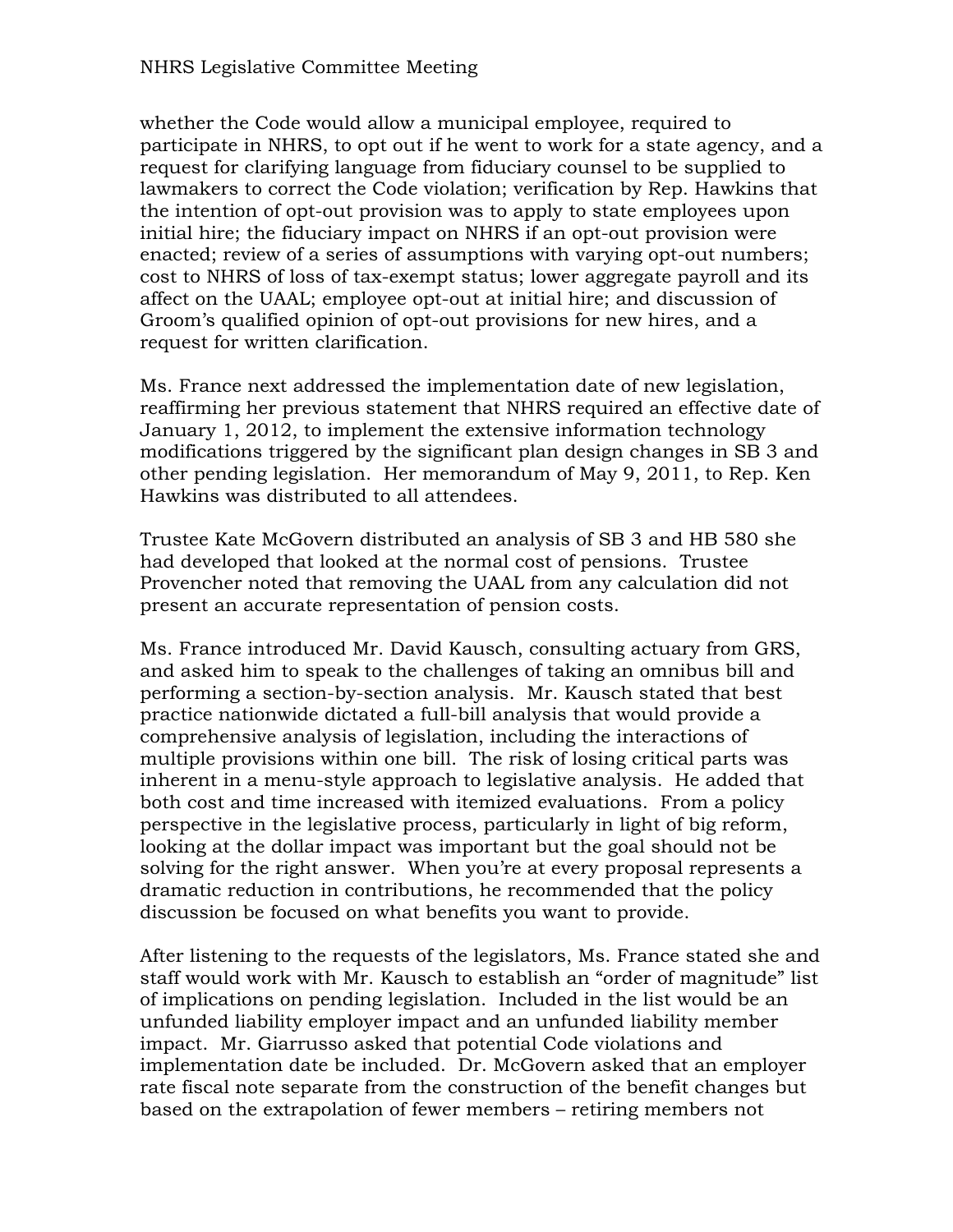whether the Code would allow a municipal employee, required to participate in NHRS, to opt out if he went to work for a state agency, and a request for clarifying language from fiduciary counsel to be supplied to lawmakers to correct the Code violation; verification by Rep. Hawkins that the intention of opt-out provision was to apply to state employees upon initial hire; the fiduciary impact on NHRS if an opt-out provision were enacted; review of a series of assumptions with varying opt-out numbers; cost to NHRS of loss of tax-exempt status; lower aggregate payroll and its affect on the UAAL; employee opt-out at initial hire; and discussion of Groom's qualified opinion of opt-out provisions for new hires, and a request for written clarification.

Ms. France next addressed the implementation date of new legislation, reaffirming her previous statement that NHRS required an effective date of January 1, 2012, to implement the extensive information technology modifications triggered by the significant plan design changes in SB 3 and other pending legislation. Her memorandum of May 9, 2011, to Rep. Ken Hawkins was distributed to all attendees.

Trustee Kate McGovern distributed an analysis of SB 3 and HB 580 she had developed that looked at the normal cost of pensions. Trustee Provencher noted that removing the UAAL from any calculation did not present an accurate representation of pension costs.

Ms. France introduced Mr. David Kausch, consulting actuary from GRS, and asked him to speak to the challenges of taking an omnibus bill and performing a section-by-section analysis. Mr. Kausch stated that best practice nationwide dictated a full-bill analysis that would provide a comprehensive analysis of legislation, including the interactions of multiple provisions within one bill. The risk of losing critical parts was inherent in a menu-style approach to legislative analysis. He added that both cost and time increased with itemized evaluations. From a policy perspective in the legislative process, particularly in light of big reform, looking at the dollar impact was important but the goal should not be solving for the right answer. When you're at every proposal represents a dramatic reduction in contributions, he recommended that the policy discussion be focused on what benefits you want to provide.

After listening to the requests of the legislators, Ms. France stated she and staff would work with Mr. Kausch to establish an "order of magnitude" list of implications on pending legislation. Included in the list would be an unfunded liability employer impact and an unfunded liability member impact. Mr. Giarrusso asked that potential Code violations and implementation date be included. Dr. McGovern asked that an employer rate fiscal note separate from the construction of the benefit changes but based on the extrapolation of fewer members – retiring members not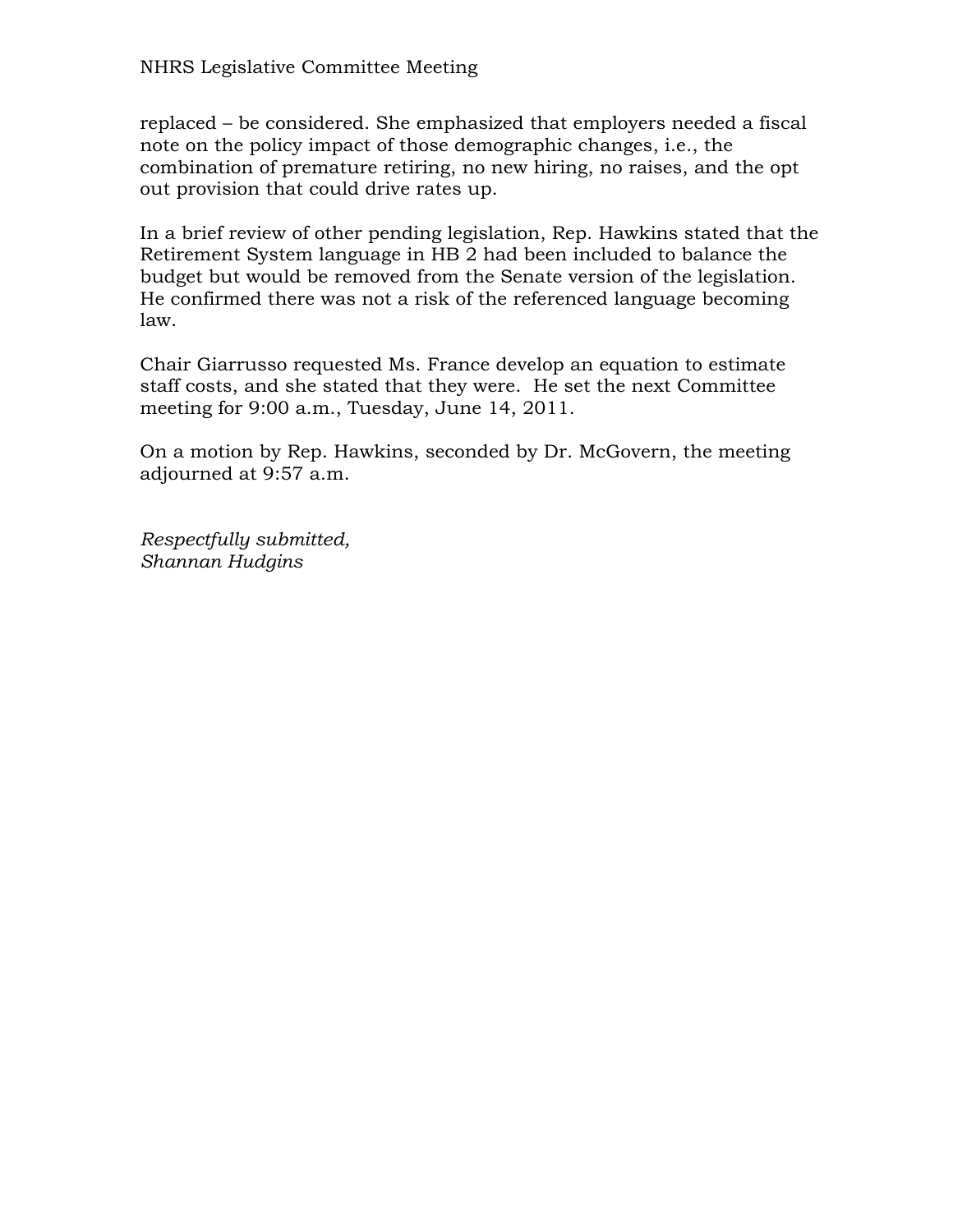replaced – be considered. She emphasized that employers needed a fiscal note on the policy impact of those demographic changes, i.e., the combination of premature retiring, no new hiring, no raises, and the opt out provision that could drive rates up.

In a brief review of other pending legislation, Rep. Hawkins stated that the Retirement System language in HB 2 had been included to balance the budget but would be removed from the Senate version of the legislation. He confirmed there was not a risk of the referenced language becoming law.

Chair Giarrusso requested Ms. France develop an equation to estimate staff costs, and she stated that they were. He set the next Committee meeting for 9:00 a.m., Tuesday, June 14, 2011.

On a motion by Rep. Hawkins, seconded by Dr. McGovern, the meeting adjourned at 9:57 a.m.

*Respectfully submitted,*
*Shannan Hudgins*